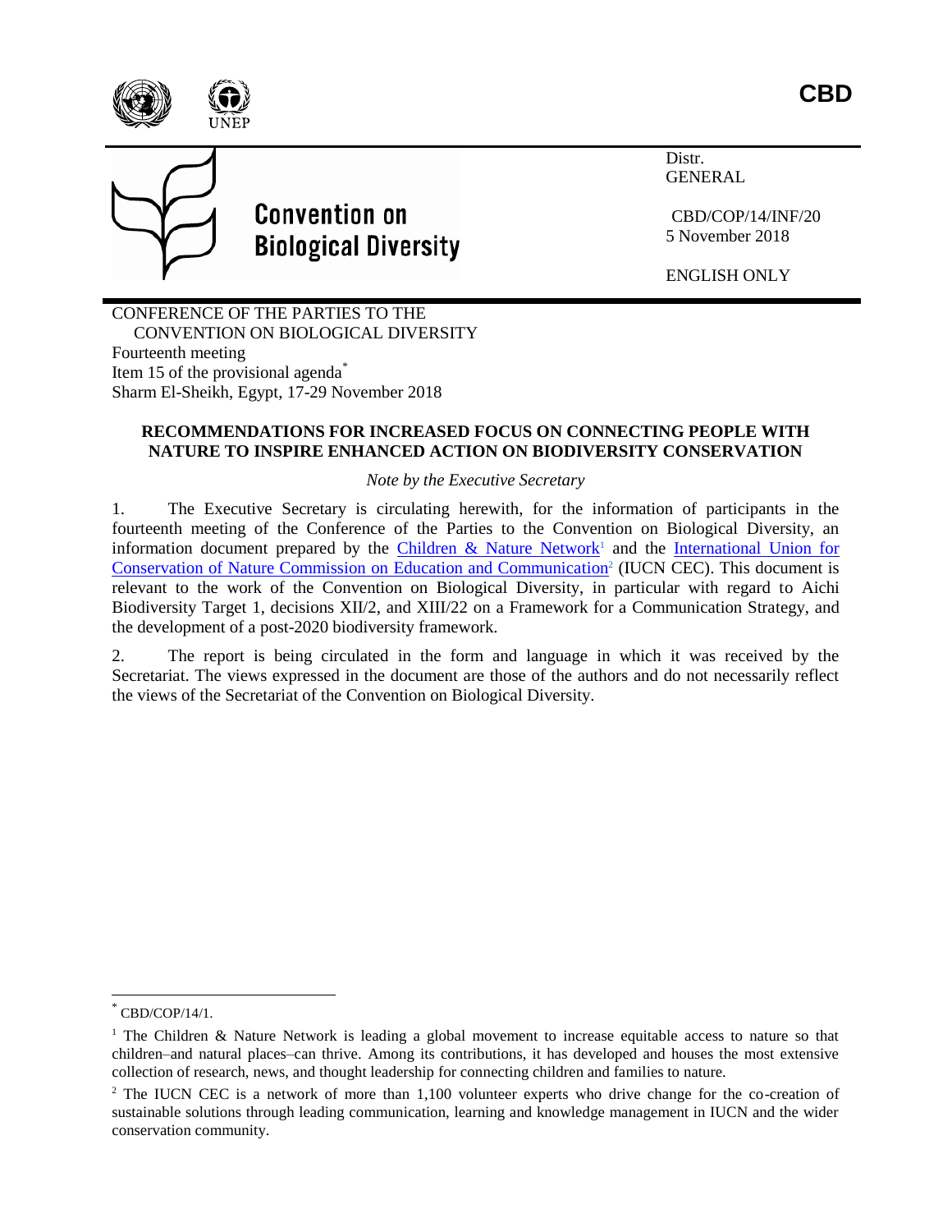**CBD**

**Convention on Biological Diversity**

Distr.
GENERAL

CBD/COP/14/INF/20
5 November 2018

ENGLISH ONLY

CONFERENCE OF THE PARTIES TO THE
CONVENTION ON BIOLOGICAL DIVERSITY
Fourteenth meeting
Item 15 of the provisional agenda[*]
Sharm El-Sheikh, Egypt, 17-29 November 2018

**RECOMMENDATIONS FOR INCREASED FOCUS ON CONNECTING PEOPLE WITH NATURE TO INSPIRE ENHANCED ACTION ON BIODIVERSITY CONSERVATION**

*Note by the Executive Secretary*

1. The Executive Secretary is circulating herewith, for the information of participants in the fourteenth meeting of the Conference of the Parties to the Convention on Biological Diversity, an information document prepared by the Children & Nature Network[1] and the International Union for Conservation of Nature Commission on Education and Communication[2] (IUCN CEC). This document is relevant to the work of the Convention on Biological Diversity, in particular with regard to Aichi Biodiversity Target 1, decisions XII/2, and XIII/22 on a Framework for a Communication Strategy, and the development of a post-2020 biodiversity framework.

2. The report is being circulated in the form and language in which it was received by the Secretariat. The views expressed in the document are those of the authors and do not necessarily reflect the views of the Secretariat of the Convention on Biological Diversity.

---

[*] CBD/COP/14/1.

[1] The Children & Nature Network is leading a global movement to increase equitable access to nature so that children–and natural places–can thrive. Among its contributions, it has developed and houses the most extensive collection of research, news, and thought leadership for connecting children and families to nature.

[2] The IUCN CEC is a network of more than 1,100 volunteer experts who drive change for the co-creation of sustainable solutions through leading communication, learning and knowledge management in IUCN and the wider conservation community.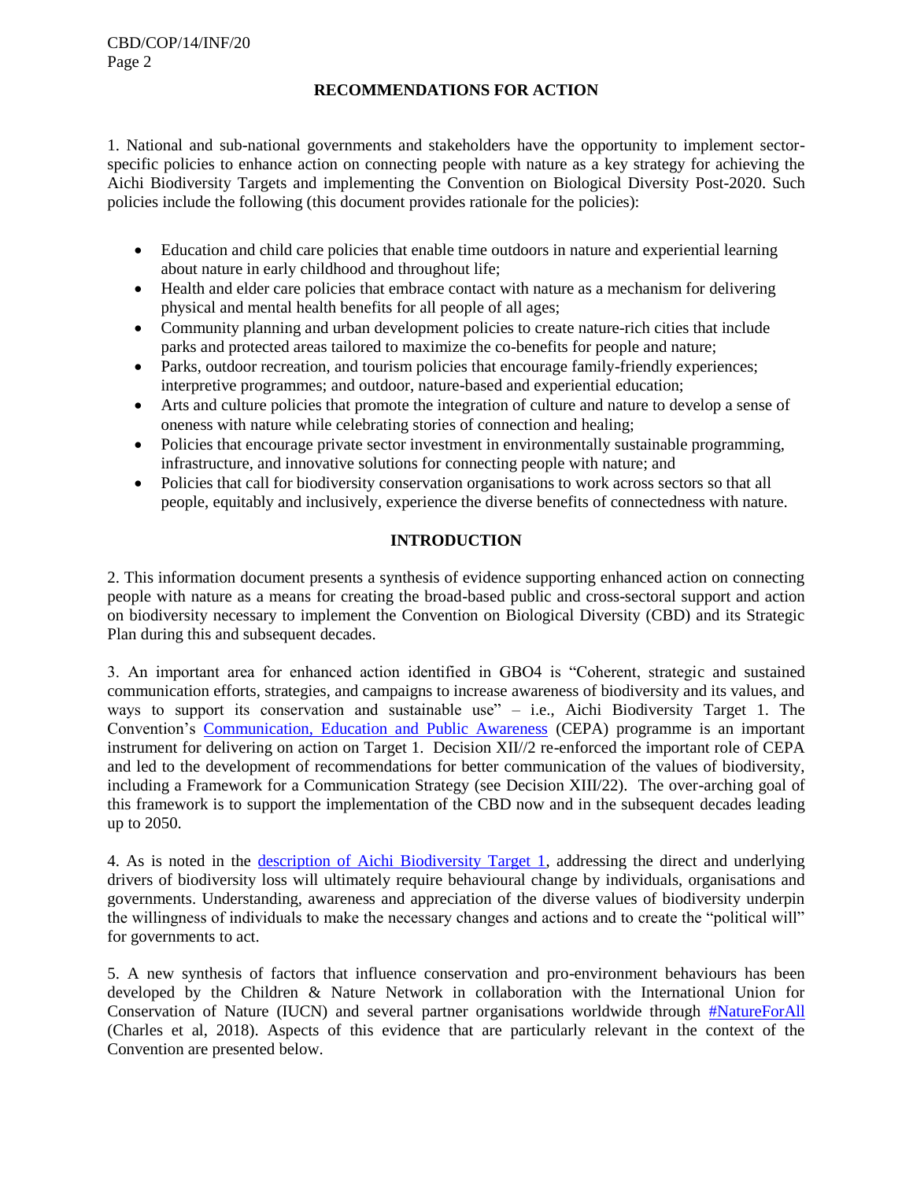## RECOMMENDATIONS FOR ACTION

1. National and sub-national governments and stakeholders have the opportunity to implement sector-specific policies to enhance action on connecting people with nature as a key strategy for achieving the Aichi Biodiversity Targets and implementing the Convention on Biological Diversity Post-2020. Such policies include the following (this document provides rationale for the policies):

- Education and child care policies that enable time outdoors in nature and experiential learning about nature in early childhood and throughout life;
- Health and elder care policies that embrace contact with nature as a mechanism for delivering physical and mental health benefits for all people of all ages;
- Community planning and urban development policies to create nature-rich cities that include parks and protected areas tailored to maximize the co-benefits for people and nature;
- Parks, outdoor recreation, and tourism policies that encourage family-friendly experiences; interpretive programmes; and outdoor, nature-based and experiential education;
- Arts and culture policies that promote the integration of culture and nature to develop a sense of oneness with nature while celebrating stories of connection and healing;
- Policies that encourage private sector investment in environmentally sustainable programming, infrastructure, and innovative solutions for connecting people with nature; and
- Policies that call for biodiversity conservation organisations to work across sectors so that all people, equitably and inclusively, experience the diverse benefits of connectedness with nature.

## INTRODUCTION

2. This information document presents a synthesis of evidence supporting enhanced action on connecting people with nature as a means for creating the broad-based public and cross-sectoral support and action on biodiversity necessary to implement the Convention on Biological Diversity (CBD) and its Strategic Plan during this and subsequent decades.

3. An important area for enhanced action identified in GBO4 is "Coherent, strategic and sustained communication efforts, strategies, and campaigns to increase awareness of biodiversity and its values, and ways to support its conservation and sustainable use" – i.e., Aichi Biodiversity Target 1. The Convention's Communication, Education and Public Awareness (CEPA) programme is an important instrument for delivering on action on Target 1. Decision XII//2 re-enforced the important role of CEPA and led to the development of recommendations for better communication of the values of biodiversity, including a Framework for a Communication Strategy (see Decision XIII/22). The over-arching goal of this framework is to support the implementation of the CBD now and in the subsequent decades leading up to 2050.

4. As is noted in the description of Aichi Biodiversity Target 1, addressing the direct and underlying drivers of biodiversity loss will ultimately require behavioural change by individuals, organisations and governments. Understanding, awareness and appreciation of the diverse values of biodiversity underpin the willingness of individuals to make the necessary changes and actions and to create the "political will" for governments to act.

5. A new synthesis of factors that influence conservation and pro-environment behaviours has been developed by the Children & Nature Network in collaboration with the International Union for Conservation of Nature (IUCN) and several partner organisations worldwide through #NatureForAll (Charles et al, 2018). Aspects of this evidence that are particularly relevant in the context of the Convention are presented below.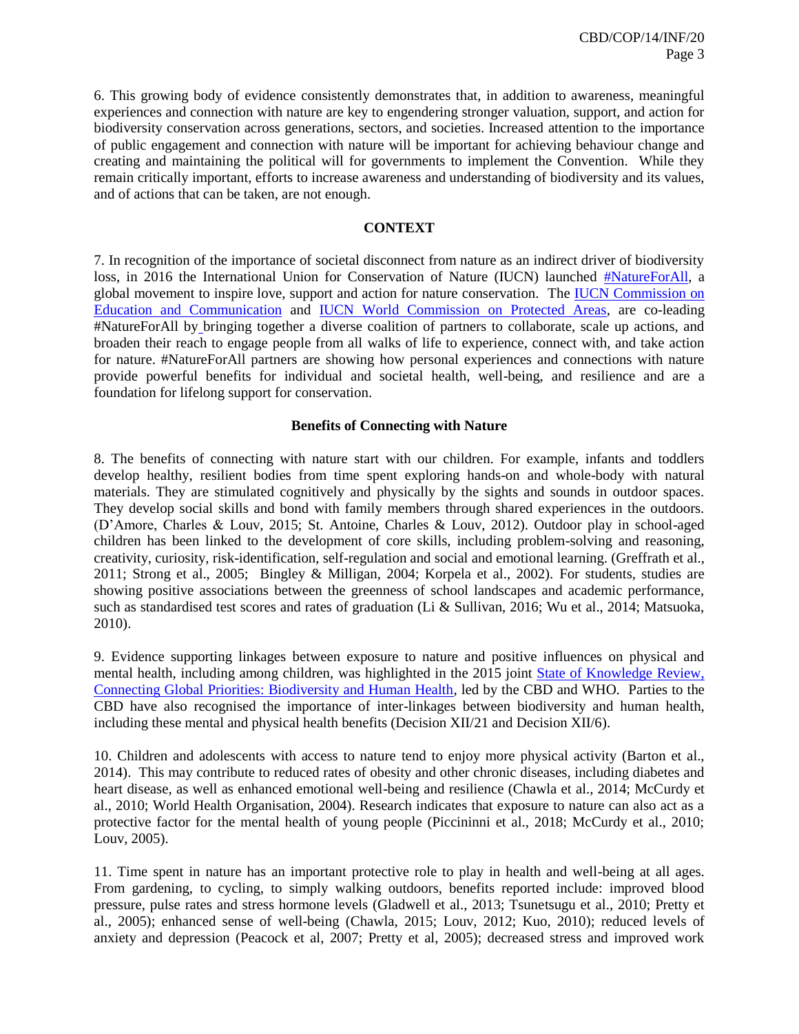6. This growing body of evidence consistently demonstrates that, in addition to awareness, meaningful experiences and connection with nature are key to engendering stronger valuation, support, and action for biodiversity conservation across generations, sectors, and societies. Increased attention to the importance of public engagement and connection with nature will be important for achieving behaviour change and creating and maintaining the political will for governments to implement the Convention. While they remain critically important, efforts to increase awareness and understanding of biodiversity and its values, and of actions that can be taken, are not enough.

## CONTEXT

7. In recognition of the importance of societal disconnect from nature as an indirect driver of biodiversity loss, in 2016 the International Union for Conservation of Nature (IUCN) launched #NatureForAll, a global movement to inspire love, support and action for nature conservation. The IUCN Commission on Education and Communication and IUCN World Commission on Protected Areas, are co-leading #NatureForAll by bringing together a diverse coalition of partners to collaborate, scale up actions, and broaden their reach to engage people from all walks of life to experience, connect with, and take action for nature. #NatureForAll partners are showing how personal experiences and connections with nature provide powerful benefits for individual and societal health, well-being, and resilience and are a foundation for lifelong support for conservation.

### Benefits of Connecting with Nature

8. The benefits of connecting with nature start with our children. For example, infants and toddlers develop healthy, resilient bodies from time spent exploring hands-on and whole-body with natural materials. They are stimulated cognitively and physically by the sights and sounds in outdoor spaces. They develop social skills and bond with family members through shared experiences in the outdoors. (D'Amore, Charles & Louv, 2015; St. Antoine, Charles & Louv, 2012). Outdoor play in school-aged children has been linked to the development of core skills, including problem-solving and reasoning, creativity, curiosity, risk-identification, self-regulation and social and emotional learning. (Greffrath et al., 2011; Strong et al., 2005; Bingley & Milligan, 2004; Korpela et al., 2002). For students, studies are showing positive associations between the greenness of school landscapes and academic performance, such as standardised test scores and rates of graduation (Li & Sullivan, 2016; Wu et al., 2014; Matsuoka, 2010).

9. Evidence supporting linkages between exposure to nature and positive influences on physical and mental health, including among children, was highlighted in the 2015 joint State of Knowledge Review, Connecting Global Priorities: Biodiversity and Human Health, led by the CBD and WHO. Parties to the CBD have also recognised the importance of inter-linkages between biodiversity and human health, including these mental and physical health benefits (Decision XII/21 and Decision XII/6).

10. Children and adolescents with access to nature tend to enjoy more physical activity (Barton et al., 2014). This may contribute to reduced rates of obesity and other chronic diseases, including diabetes and heart disease, as well as enhanced emotional well-being and resilience (Chawla et al., 2014; McCurdy et al., 2010; World Health Organisation, 2004). Research indicates that exposure to nature can also act as a protective factor for the mental health of young people (Piccininni et al., 2018; McCurdy et al., 2010; Louv, 2005).

11. Time spent in nature has an important protective role to play in health and well-being at all ages. From gardening, to cycling, to simply walking outdoors, benefits reported include: improved blood pressure, pulse rates and stress hormone levels (Gladwell et al., 2013; Tsunetsugu et al., 2010; Pretty et al., 2005); enhanced sense of well-being (Chawla, 2015; Louv, 2012; Kuo, 2010); reduced levels of anxiety and depression (Peacock et al, 2007; Pretty et al, 2005); decreased stress and improved work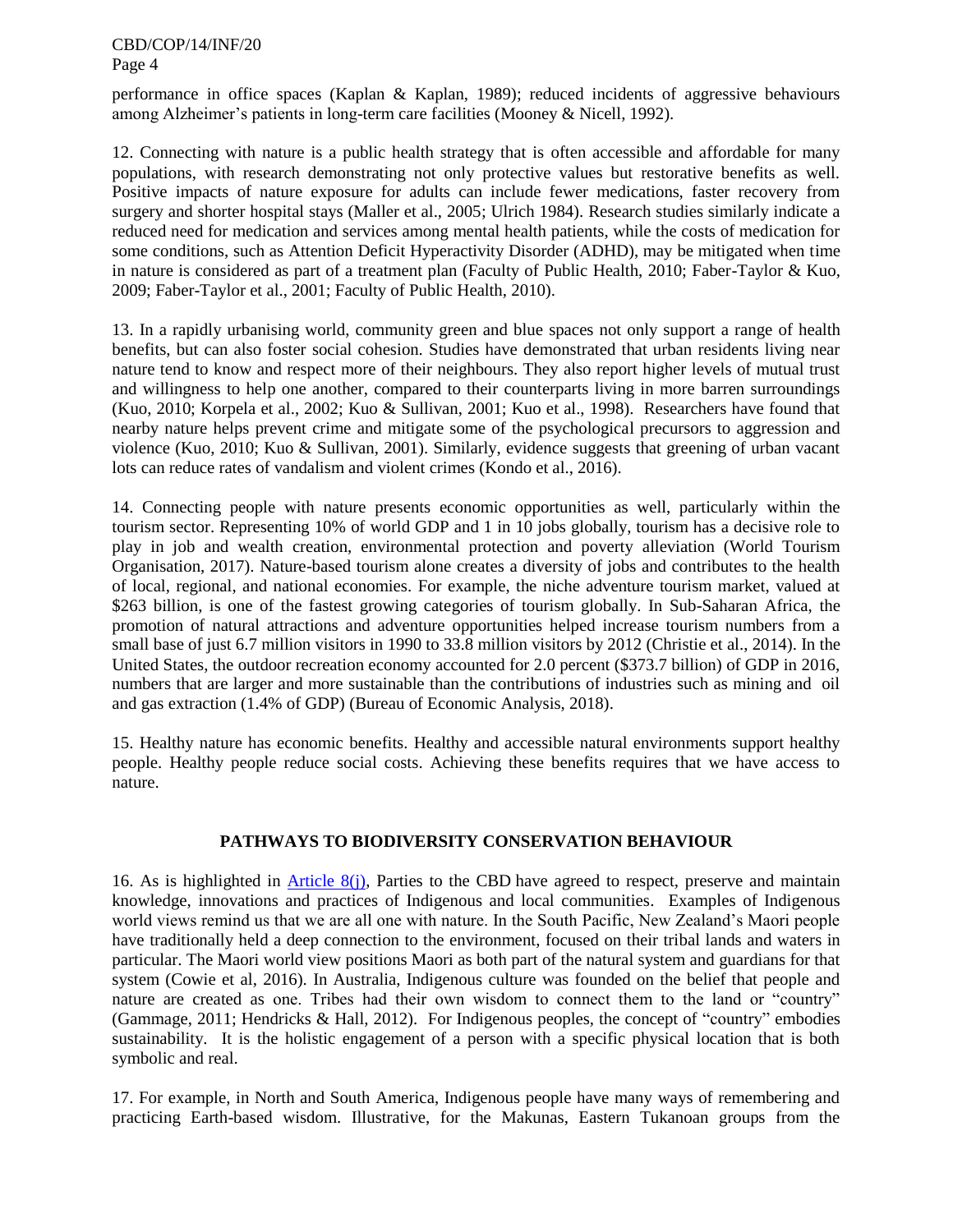performance in office spaces (Kaplan & Kaplan, 1989); reduced incidents of aggressive behaviours among Alzheimer's patients in long-term care facilities (Mooney & Nicell, 1992).

12. Connecting with nature is a public health strategy that is often accessible and affordable for many populations, with research demonstrating not only protective values but restorative benefits as well. Positive impacts of nature exposure for adults can include fewer medications, faster recovery from surgery and shorter hospital stays (Maller et al., 2005; Ulrich 1984). Research studies similarly indicate a reduced need for medication and services among mental health patients, while the costs of medication for some conditions, such as Attention Deficit Hyperactivity Disorder (ADHD), may be mitigated when time in nature is considered as part of a treatment plan (Faculty of Public Health, 2010; Faber-Taylor & Kuo, 2009; Faber-Taylor et al., 2001; Faculty of Public Health, 2010).

13. In a rapidly urbanising world, community green and blue spaces not only support a range of health benefits, but can also foster social cohesion. Studies have demonstrated that urban residents living near nature tend to know and respect more of their neighbours. They also report higher levels of mutual trust and willingness to help one another, compared to their counterparts living in more barren surroundings (Kuo, 2010; Korpela et al., 2002; Kuo & Sullivan, 2001; Kuo et al., 1998). Researchers have found that nearby nature helps prevent crime and mitigate some of the psychological precursors to aggression and violence (Kuo, 2010; Kuo & Sullivan, 2001). Similarly, evidence suggests that greening of urban vacant lots can reduce rates of vandalism and violent crimes (Kondo et al., 2016).

14. Connecting people with nature presents economic opportunities as well, particularly within the tourism sector. Representing 10% of world GDP and 1 in 10 jobs globally, tourism has a decisive role to play in job and wealth creation, environmental protection and poverty alleviation (World Tourism Organisation, 2017). Nature-based tourism alone creates a diversity of jobs and contributes to the health of local, regional, and national economies. For example, the niche adventure tourism market, valued at $263 billion, is one of the fastest growing categories of tourism globally. In Sub-Saharan Africa, the promotion of natural attractions and adventure opportunities helped increase tourism numbers from a small base of just 6.7 million visitors in 1990 to 33.8 million visitors by 2012 (Christie et al., 2014). In the United States, the outdoor recreation economy accounted for 2.0 percent ($373.7 billion) of GDP in 2016, numbers that are larger and more sustainable than the contributions of industries such as mining and oil and gas extraction (1.4% of GDP) (Bureau of Economic Analysis, 2018).

15. Healthy nature has economic benefits. Healthy and accessible natural environments support healthy people. Healthy people reduce social costs. Achieving these benefits requires that we have access to nature.

## PATHWAYS TO BIODIVERSITY CONSERVATION BEHAVIOUR

16. As is highlighted in Article 8(j), Parties to the CBD have agreed to respect, preserve and maintain knowledge, innovations and practices of Indigenous and local communities. Examples of Indigenous world views remind us that we are all one with nature. In the South Pacific, New Zealand's Maori people have traditionally held a deep connection to the environment, focused on their tribal lands and waters in particular. The Maori world view positions Maori as both part of the natural system and guardians for that system (Cowie et al, 2016). In Australia, Indigenous culture was founded on the belief that people and nature are created as one. Tribes had their own wisdom to connect them to the land or "country" (Gammage, 2011; Hendricks & Hall, 2012). For Indigenous peoples, the concept of "country" embodies sustainability. It is the holistic engagement of a person with a specific physical location that is both symbolic and real.

17. For example, in North and South America, Indigenous people have many ways of remembering and practicing Earth-based wisdom. Illustrative, for the Makunas, Eastern Tukanoan groups from the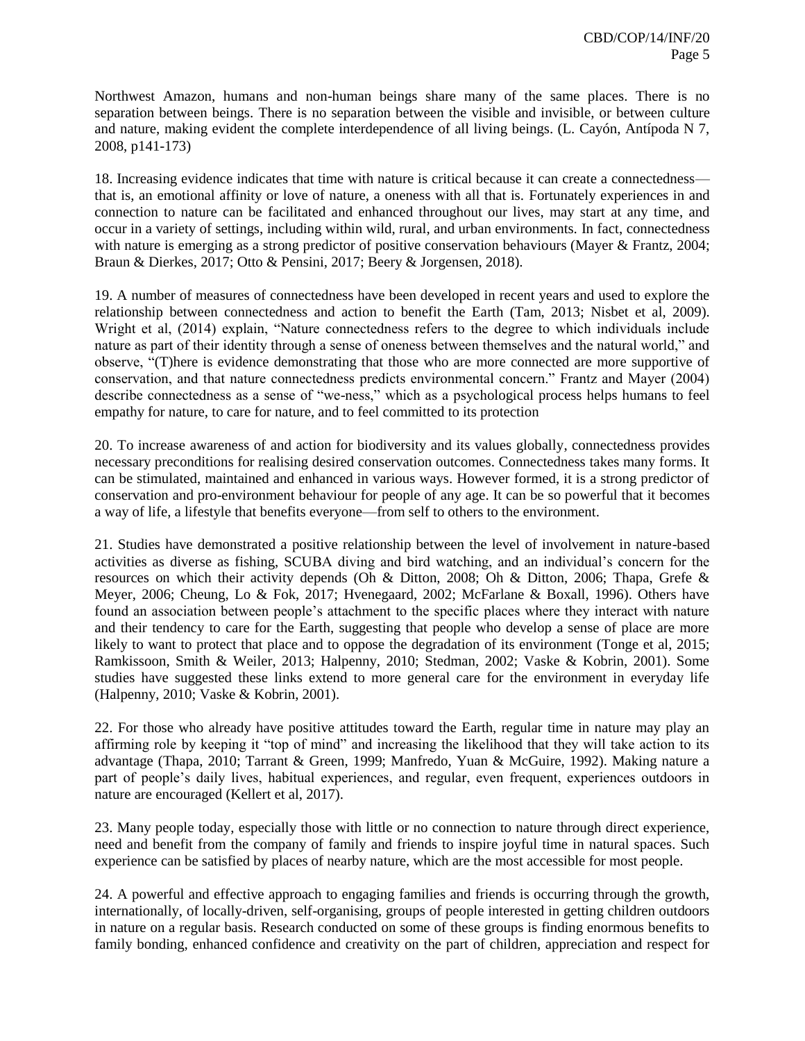Northwest Amazon, humans and non-human beings share many of the same places. There is no separation between beings. There is no separation between the visible and invisible, or between culture and nature, making evident the complete interdependence of all living beings. (L. Cayón, Antípoda N 7, 2008, p141-173)

18. Increasing evidence indicates that time with nature is critical because it can create a connectedness—that is, an emotional affinity or love of nature, a oneness with all that is. Fortunately experiences in and connection to nature can be facilitated and enhanced throughout our lives, may start at any time, and occur in a variety of settings, including within wild, rural, and urban environments. In fact, connectedness with nature is emerging as a strong predictor of positive conservation behaviours (Mayer & Frantz, 2004; Braun & Dierkes, 2017; Otto & Pensini, 2017; Beery & Jorgensen, 2018).

19. A number of measures of connectedness have been developed in recent years and used to explore the relationship between connectedness and action to benefit the Earth (Tam, 2013; Nisbet et al, 2009). Wright et al, (2014) explain, "Nature connectedness refers to the degree to which individuals include nature as part of their identity through a sense of oneness between themselves and the natural world," and observe, "(T)here is evidence demonstrating that those who are more connected are more supportive of conservation, and that nature connectedness predicts environmental concern." Frantz and Mayer (2004) describe connectedness as a sense of "we-ness," which as a psychological process helps humans to feel empathy for nature, to care for nature, and to feel committed to its protection

20. To increase awareness of and action for biodiversity and its values globally, connectedness provides necessary preconditions for realising desired conservation outcomes. Connectedness takes many forms. It can be stimulated, maintained and enhanced in various ways. However formed, it is a strong predictor of conservation and pro-environment behaviour for people of any age. It can be so powerful that it becomes a way of life, a lifestyle that benefits everyone—from self to others to the environment.

21. Studies have demonstrated a positive relationship between the level of involvement in nature-based activities as diverse as fishing, SCUBA diving and bird watching, and an individual's concern for the resources on which their activity depends (Oh & Ditton, 2008; Oh & Ditton, 2006; Thapa, Grefe & Meyer, 2006; Cheung, Lo & Fok, 2017; Hvenegaard, 2002; McFarlane & Boxall, 1996). Others have found an association between people's attachment to the specific places where they interact with nature and their tendency to care for the Earth, suggesting that people who develop a sense of place are more likely to want to protect that place and to oppose the degradation of its environment (Tonge et al, 2015; Ramkissoon, Smith & Weiler, 2013; Halpenny, 2010; Stedman, 2002; Vaske & Kobrin, 2001). Some studies have suggested these links extend to more general care for the environment in everyday life (Halpenny, 2010; Vaske & Kobrin, 2001).

22. For those who already have positive attitudes toward the Earth, regular time in nature may play an affirming role by keeping it "top of mind" and increasing the likelihood that they will take action to its advantage (Thapa, 2010; Tarrant & Green, 1999; Manfredo, Yuan & McGuire, 1992). Making nature a part of people's daily lives, habitual experiences, and regular, even frequent, experiences outdoors in nature are encouraged (Kellert et al, 2017).

23. Many people today, especially those with little or no connection to nature through direct experience, need and benefit from the company of family and friends to inspire joyful time in natural spaces. Such experience can be satisfied by places of nearby nature, which are the most accessible for most people.

24. A powerful and effective approach to engaging families and friends is occurring through the growth, internationally, of locally-driven, self-organising, groups of people interested in getting children outdoors in nature on a regular basis. Research conducted on some of these groups is finding enormous benefits to family bonding, enhanced confidence and creativity on the part of children, appreciation and respect for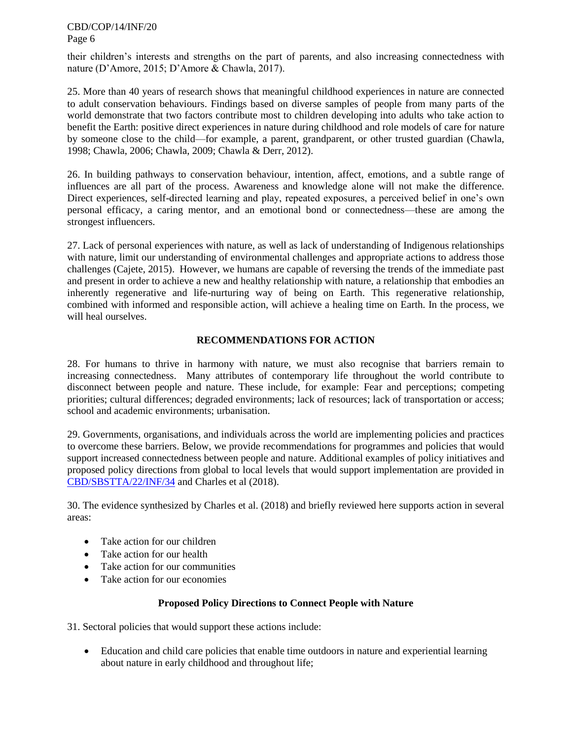their children's interests and strengths on the part of parents, and also increasing connectedness with nature (D'Amore, 2015; D'Amore & Chawla, 2017).

25. More than 40 years of research shows that meaningful childhood experiences in nature are connected to adult conservation behaviours. Findings based on diverse samples of people from many parts of the world demonstrate that two factors contribute most to children developing into adults who take action to benefit the Earth: positive direct experiences in nature during childhood and role models of care for nature by someone close to the child—for example, a parent, grandparent, or other trusted guardian (Chawla, 1998; Chawla, 2006; Chawla, 2009; Chawla & Derr, 2012).

26. In building pathways to conservation behaviour, intention, affect, emotions, and a subtle range of influences are all part of the process. Awareness and knowledge alone will not make the difference. Direct experiences, self-directed learning and play, repeated exposures, a perceived belief in one's own personal efficacy, a caring mentor, and an emotional bond or connectedness—these are among the strongest influencers.

27. Lack of personal experiences with nature, as well as lack of understanding of Indigenous relationships with nature, limit our understanding of environmental challenges and appropriate actions to address those challenges (Cajete, 2015). However, we humans are capable of reversing the trends of the immediate past and present in order to achieve a new and healthy relationship with nature, a relationship that embodies an inherently regenerative and life-nurturing way of being on Earth. This regenerative relationship, combined with informed and responsible action, will achieve a healing time on Earth. In the process, we will heal ourselves.

## RECOMMENDATIONS FOR ACTION

28. For humans to thrive in harmony with nature, we must also recognise that barriers remain to increasing connectedness. Many attributes of contemporary life throughout the world contribute to disconnect between people and nature. These include, for example: Fear and perceptions; competing priorities; cultural differences; degraded environments; lack of resources; lack of transportation or access; school and academic environments; urbanisation.

29. Governments, organisations, and individuals across the world are implementing policies and practices to overcome these barriers. Below, we provide recommendations for programmes and policies that would support increased connectedness between people and nature. Additional examples of policy initiatives and proposed policy directions from global to local levels that would support implementation are provided in CBD/SBSTTA/22/INF/34 and Charles et al (2018).

30. The evidence synthesized by Charles et al. (2018) and briefly reviewed here supports action in several areas:

- Take action for our children
- Take action for our health
- Take action for our communities
- Take action for our economies

### Proposed Policy Directions to Connect People with Nature

31. Sectoral policies that would support these actions include:

- Education and child care policies that enable time outdoors in nature and experiential learning about nature in early childhood and throughout life;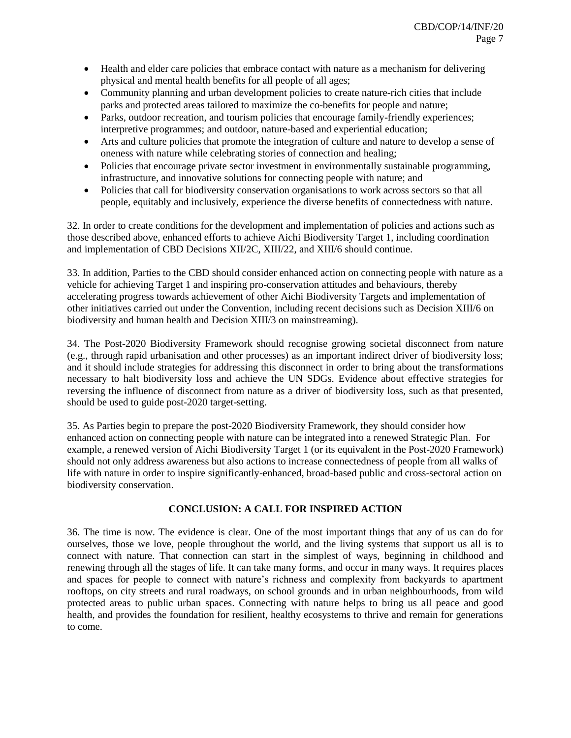- Health and elder care policies that embrace contact with nature as a mechanism for delivering physical and mental health benefits for all people of all ages;
- Community planning and urban development policies to create nature-rich cities that include parks and protected areas tailored to maximize the co-benefits for people and nature;
- Parks, outdoor recreation, and tourism policies that encourage family-friendly experiences; interpretive programmes; and outdoor, nature-based and experiential education;
- Arts and culture policies that promote the integration of culture and nature to develop a sense of oneness with nature while celebrating stories of connection and healing;
- Policies that encourage private sector investment in environmentally sustainable programming, infrastructure, and innovative solutions for connecting people with nature; and
- Policies that call for biodiversity conservation organisations to work across sectors so that all people, equitably and inclusively, experience the diverse benefits of connectedness with nature.

32. In order to create conditions for the development and implementation of policies and actions such as those described above, enhanced efforts to achieve Aichi Biodiversity Target 1, including coordination and implementation of CBD Decisions XII/2C, XIII/22, and XIII/6 should continue.

33. In addition, Parties to the CBD should consider enhanced action on connecting people with nature as a vehicle for achieving Target 1 and inspiring pro-conservation attitudes and behaviours, thereby accelerating progress towards achievement of other Aichi Biodiversity Targets and implementation of other initiatives carried out under the Convention, including recent decisions such as Decision XIII/6 on biodiversity and human health and Decision XIII/3 on mainstreaming).

34. The Post-2020 Biodiversity Framework should recognise growing societal disconnect from nature (e.g., through rapid urbanisation and other processes) as an important indirect driver of biodiversity loss; and it should include strategies for addressing this disconnect in order to bring about the transformations necessary to halt biodiversity loss and achieve the UN SDGs. Evidence about effective strategies for reversing the influence of disconnect from nature as a driver of biodiversity loss, such as that presented, should be used to guide post-2020 target-setting.

35. As Parties begin to prepare the post-2020 Biodiversity Framework, they should consider how enhanced action on connecting people with nature can be integrated into a renewed Strategic Plan. For example, a renewed version of Aichi Biodiversity Target 1 (or its equivalent in the Post-2020 Framework) should not only address awareness but also actions to increase connectedness of people from all walks of life with nature in order to inspire significantly-enhanced, broad-based public and cross-sectoral action on biodiversity conservation.

## CONCLUSION: A CALL FOR INSPIRED ACTION

36. The time is now. The evidence is clear. One of the most important things that any of us can do for ourselves, those we love, people throughout the world, and the living systems that support us all is to connect with nature. That connection can start in the simplest of ways, beginning in childhood and renewing through all the stages of life. It can take many forms, and occur in many ways. It requires places and spaces for people to connect with nature's richness and complexity from backyards to apartment rooftops, on city streets and rural roadways, on school grounds and in urban neighbourhoods, from wild protected areas to public urban spaces. Connecting with nature helps to bring us all peace and good health, and provides the foundation for resilient, healthy ecosystems to thrive and remain for generations to come.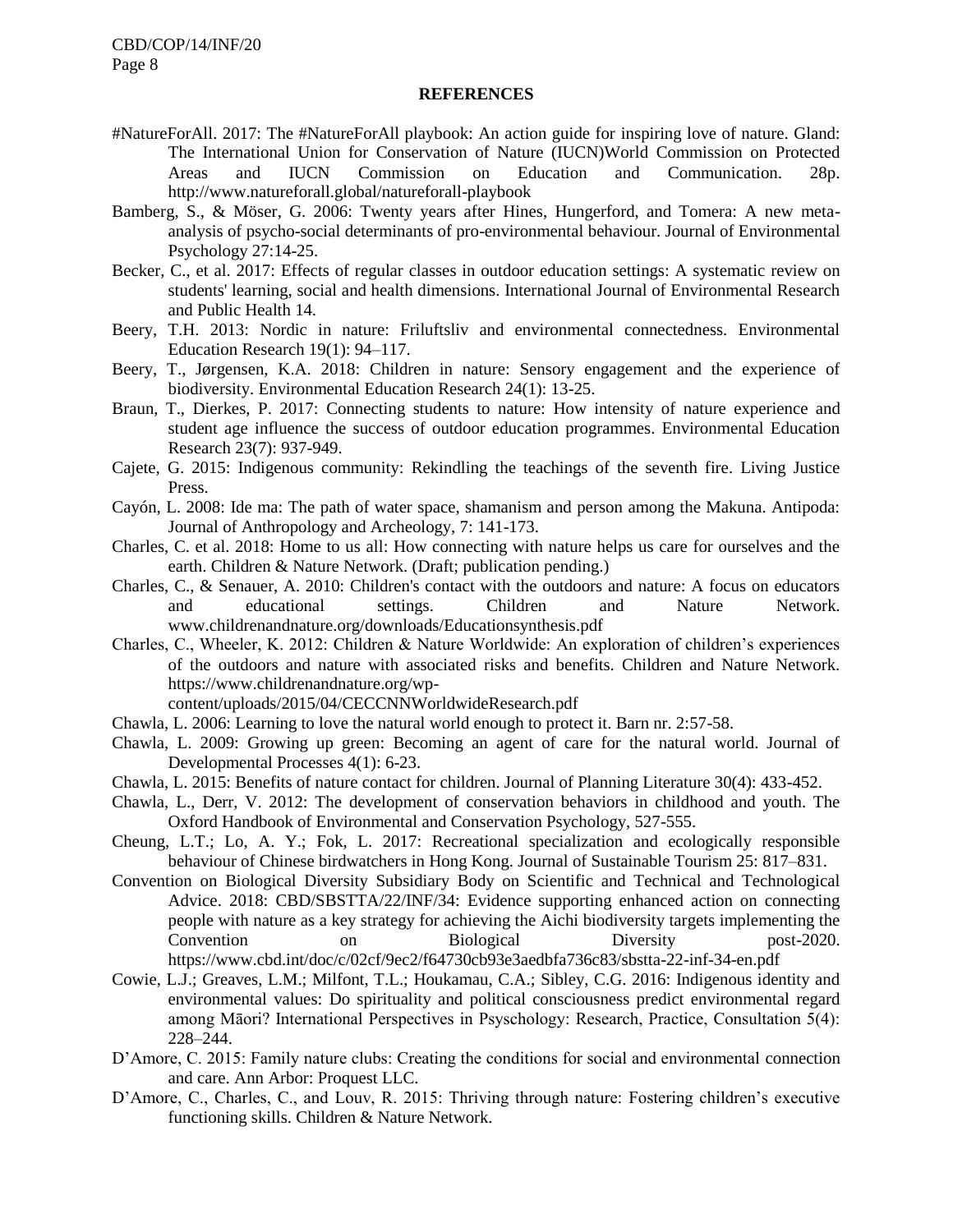**REFERENCES**

#NatureForAll. 2017: The #NatureForAll playbook: An action guide for inspiring love of nature. Gland: The International Union for Conservation of Nature (IUCN)World Commission on Protected Areas and IUCN Commission on Education and Communication. 28p. http://www.natureforall.global/natureforall-playbook

Bamberg, S., & Möser, G. 2006: Twenty years after Hines, Hungerford, and Tomera: A new meta-analysis of psycho-social determinants of pro-environmental behaviour. Journal of Environmental Psychology 27:14-25.

Becker, C., et al. 2017: Effects of regular classes in outdoor education settings: A systematic review on students' learning, social and health dimensions. International Journal of Environmental Research and Public Health 14.

Beery, T.H. 2013: Nordic in nature: Friluftsliv and environmental connectedness. Environmental Education Research 19(1): 94–117.

Beery, T., Jørgensen, K.A. 2018: Children in nature: Sensory engagement and the experience of biodiversity. Environmental Education Research 24(1): 13-25.

Braun, T., Dierkes, P. 2017: Connecting students to nature: How intensity of nature experience and student age influence the success of outdoor education programmes. Environmental Education Research 23(7): 937-949.

Cajete, G. 2015: Indigenous community: Rekindling the teachings of the seventh fire. Living Justice Press.

Cayón, L. 2008: Ide ma: The path of water space, shamanism and person among the Makuna. Antipoda: Journal of Anthropology and Archeology, 7: 141-173.

Charles, C. et al. 2018: Home to us all: How connecting with nature helps us care for ourselves and the earth. Children & Nature Network. (Draft; publication pending.)

Charles, C., & Senauer, A. 2010: Children's contact with the outdoors and nature: A focus on educators and educational settings. Children and Nature Network. www.childrenandnature.org/downloads/Educationsynthesis.pdf

Charles, C., Wheeler, K. 2012: Children & Nature Worldwide: An exploration of children's experiences of the outdoors and nature with associated risks and benefits. Children and Nature Network. https://www.childrenandnature.org/wp-content/uploads/2015/04/CECCNNWorldwideResearch.pdf

Chawla, L. 2006: Learning to love the natural world enough to protect it. Barn nr. 2:57-58.

Chawla, L. 2009: Growing up green: Becoming an agent of care for the natural world. Journal of Developmental Processes 4(1): 6-23.

Chawla, L. 2015: Benefits of nature contact for children. Journal of Planning Literature 30(4): 433-452.

Chawla, L., Derr, V. 2012: The development of conservation behaviors in childhood and youth. The Oxford Handbook of Environmental and Conservation Psychology, 527-555.

Cheung, L.T.; Lo, A. Y.; Fok, L. 2017: Recreational specialization and ecologically responsible behaviour of Chinese birdwatchers in Hong Kong. Journal of Sustainable Tourism 25: 817–831.

Convention on Biological Diversity Subsidiary Body on Scientific and Technical and Technological Advice. 2018: CBD/SBSTTA/22/INF/34: Evidence supporting enhanced action on connecting people with nature as a key strategy for achieving the Aichi biodiversity targets implementing the Convention on Biological Diversity post-2020. https://www.cbd.int/doc/c/02cf/9ec2/f64730cb93e3aedbfa736c83/sbstta-22-inf-34-en.pdf

Cowie, L.J.; Greaves, L.M.; Milfont, T.L.; Houkamau, C.A.; Sibley, C.G. 2016: Indigenous identity and environmental values: Do spirituality and political consciousness predict environmental regard among Māori? International Perspectives in Psychology: Research, Practice, Consultation 5(4): 228–244.

D'Amore, C. 2015: Family nature clubs: Creating the conditions for social and environmental connection and care. Ann Arbor: Proquest LLC.

D'Amore, C., Charles, C., and Louv, R. 2015: Thriving through nature: Fostering children's executive functioning skills. Children & Nature Network.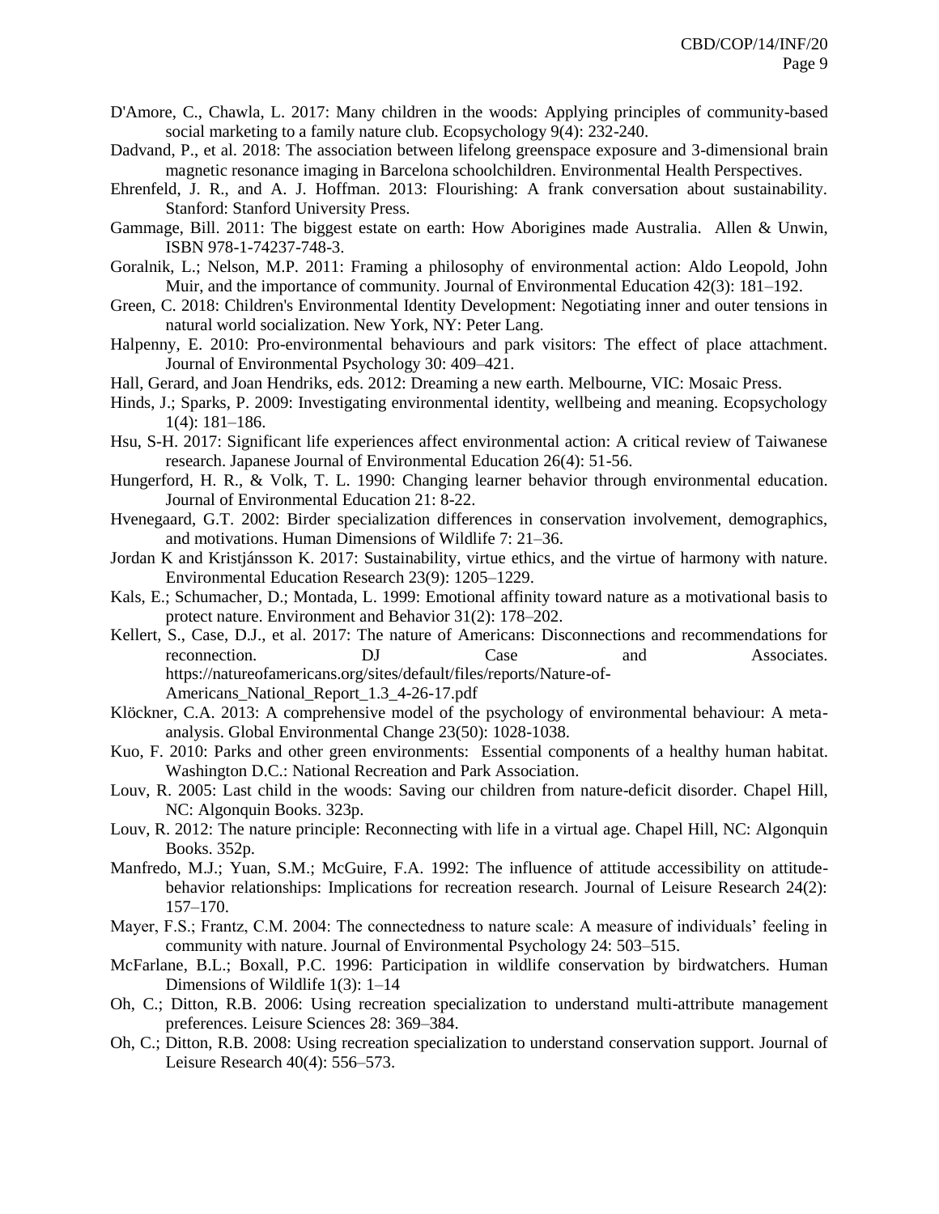D'Amore, C., Chawla, L. 2017: Many children in the woods: Applying principles of community-based social marketing to a family nature club. Ecopsychology 9(4): 232-240.

Dadvand, P., et al. 2018: The association between lifelong greenspace exposure and 3-dimensional brain magnetic resonance imaging in Barcelona schoolchildren. Environmental Health Perspectives.

Ehrenfeld, J. R., and A. J. Hoffman. 2013: Flourishing: A frank conversation about sustainability. Stanford: Stanford University Press.

Gammage, Bill. 2011: The biggest estate on earth: How Aborigines made Australia. Allen & Unwin, ISBN 978-1-74237-748-3.

Goralnik, L.; Nelson, M.P. 2011: Framing a philosophy of environmental action: Aldo Leopold, John Muir, and the importance of community. Journal of Environmental Education 42(3): 181–192.

Green, C. 2018: Children's Environmental Identity Development: Negotiating inner and outer tensions in natural world socialization. New York, NY: Peter Lang.

Halpenny, E. 2010: Pro-environmental behaviours and park visitors: The effect of place attachment. Journal of Environmental Psychology 30: 409–421.

Hall, Gerard, and Joan Hendriks, eds. 2012: Dreaming a new earth. Melbourne, VIC: Mosaic Press.

Hinds, J.; Sparks, P. 2009: Investigating environmental identity, wellbeing and meaning. Ecopsychology 1(4): 181–186.

Hsu, S-H. 2017: Significant life experiences affect environmental action: A critical review of Taiwanese research. Japanese Journal of Environmental Education 26(4): 51-56.

Hungerford, H. R., & Volk, T. L. 1990: Changing learner behavior through environmental education. Journal of Environmental Education 21: 8-22.

Hvenegaard, G.T. 2002: Birder specialization differences in conservation involvement, demographics, and motivations. Human Dimensions of Wildlife 7: 21–36.

Jordan K and Kristjánsson K. 2017: Sustainability, virtue ethics, and the virtue of harmony with nature. Environmental Education Research 23(9): 1205–1229.

Kals, E.; Schumacher, D.; Montada, L. 1999: Emotional affinity toward nature as a motivational basis to protect nature. Environment and Behavior 31(2): 178–202.

Kellert, S., Case, D.J., et al. 2017: The nature of Americans: Disconnections and recommendations for reconnection. DJ Case and Associates. https://natureofamericans.org/sites/default/files/reports/Nature-of-Americans_National_Report_1.3_4-26-17.pdf

Klöckner, C.A. 2013: A comprehensive model of the psychology of environmental behaviour: A meta-analysis. Global Environmental Change 23(50): 1028-1038.

Kuo, F. 2010: Parks and other green environments: Essential components of a healthy human habitat. Washington D.C.: National Recreation and Park Association.

Louv, R. 2005: Last child in the woods: Saving our children from nature-deficit disorder. Chapel Hill, NC: Algonquin Books. 323p.

Louv, R. 2012: The nature principle: Reconnecting with life in a virtual age. Chapel Hill, NC: Algonquin Books. 352p.

Manfredo, M.J.; Yuan, S.M.; McGuire, F.A. 1992: The influence of attitude accessibility on attitude-behavior relationships: Implications for recreation research. Journal of Leisure Research 24(2): 157–170.

Mayer, F.S.; Frantz, C.M. 2004: The connectedness to nature scale: A measure of individuals' feeling in community with nature. Journal of Environmental Psychology 24: 503–515.

McFarlane, B.L.; Boxall, P.C. 1996: Participation in wildlife conservation by birdwatchers. Human Dimensions of Wildlife 1(3): 1–14

Oh, C.; Ditton, R.B. 2006: Using recreation specialization to understand multi-attribute management preferences. Leisure Sciences 28: 369–384.

Oh, C.; Ditton, R.B. 2008: Using recreation specialization to understand conservation support. Journal of Leisure Research 40(4): 556–573.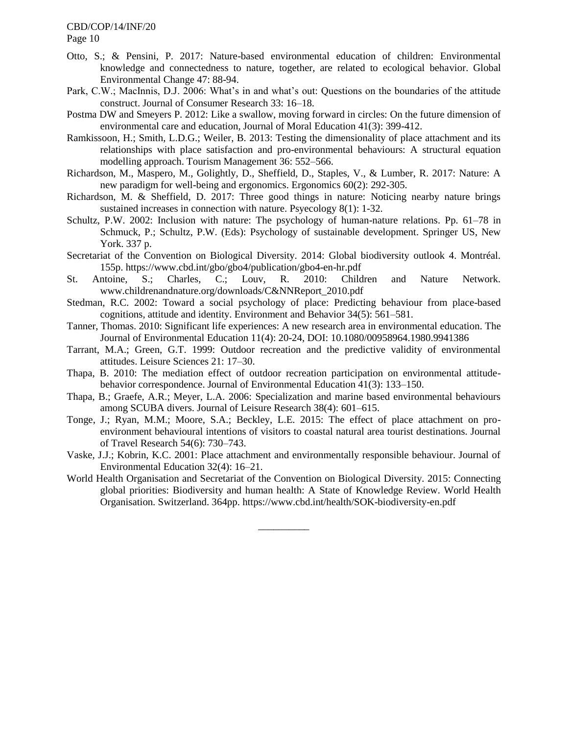Otto, S.; & Pensini, P. 2017: Nature-based environmental education of children: Environmental knowledge and connectedness to nature, together, are related to ecological behavior. Global Environmental Change 47: 88-94.

Park, C.W.; MacInnis, D.J. 2006: What's in and what's out: Questions on the boundaries of the attitude construct. Journal of Consumer Research 33: 16–18.

Postma DW and Smeyers P. 2012: Like a swallow, moving forward in circles: On the future dimension of environmental care and education, Journal of Moral Education 41(3): 399-412.

Ramkissoon, H.; Smith, L.D.G.; Weiler, B. 2013: Testing the dimensionality of place attachment and its relationships with place satisfaction and pro-environmental behaviours: A structural equation modelling approach. Tourism Management 36: 552–566.

Richardson, M., Maspero, M., Golightly, D., Sheffield, D., Staples, V., & Lumber, R. 2017: Nature: A new paradigm for well-being and ergonomics. Ergonomics 60(2): 292-305.

Richardson, M. & Sheffield, D. 2017: Three good things in nature: Noticing nearby nature brings sustained increases in connection with nature. Psyecology 8(1): 1-32.

Schultz, P.W. 2002: Inclusion with nature: The psychology of human-nature relations. Pp. 61–78 in Schmuck, P.; Schultz, P.W. (Eds): Psychology of sustainable development. Springer US, New York. 337 p.

Secretariat of the Convention on Biological Diversity. 2014: Global biodiversity outlook 4. Montréal. 155p. https://www.cbd.int/gbo/gbo4/publication/gbo4-en-hr.pdf

St. Antoine, S.; Charles, C.; Louv, R. 2010: Children and Nature Network. www.childrenandnature.org/downloads/C&NNReport_2010.pdf

Stedman, R.C. 2002: Toward a social psychology of place: Predicting behaviour from place-based cognitions, attitude and identity. Environment and Behavior 34(5): 561–581.

Tanner, Thomas. 2010: Significant life experiences: A new research area in environmental education. The Journal of Environmental Education 11(4): 20-24, DOI: 10.1080/00958964.1980.9941386

Tarrant, M.A.; Green, G.T. 1999: Outdoor recreation and the predictive validity of environmental attitudes. Leisure Sciences 21: 17–30.

Thapa, B. 2010: The mediation effect of outdoor recreation participation on environmental attitude-behavior correspondence. Journal of Environmental Education 41(3): 133–150.

Thapa, B.; Graefe, A.R.; Meyer, L.A. 2006: Specialization and marine based environmental behaviours among SCUBA divers. Journal of Leisure Research 38(4): 601–615.

Tonge, J.; Ryan, M.M.; Moore, S.A.; Beckley, L.E. 2015: The effect of place attachment on pro-environment behavioural intentions of visitors to coastal natural area tourist destinations. Journal of Travel Research 54(6): 730–743.

Vaske, J.J.; Kobrin, K.C. 2001: Place attachment and environmentally responsible behaviour. Journal of Environmental Education 32(4): 16–21.

World Health Organisation and Secretariat of the Convention on Biological Diversity. 2015: Connecting global priorities: Biodiversity and human health: A State of Knowledge Review. World Health Organisation. Switzerland. 364pp. https://www.cbd.int/health/SOK-biodiversity-en.pdf

__________